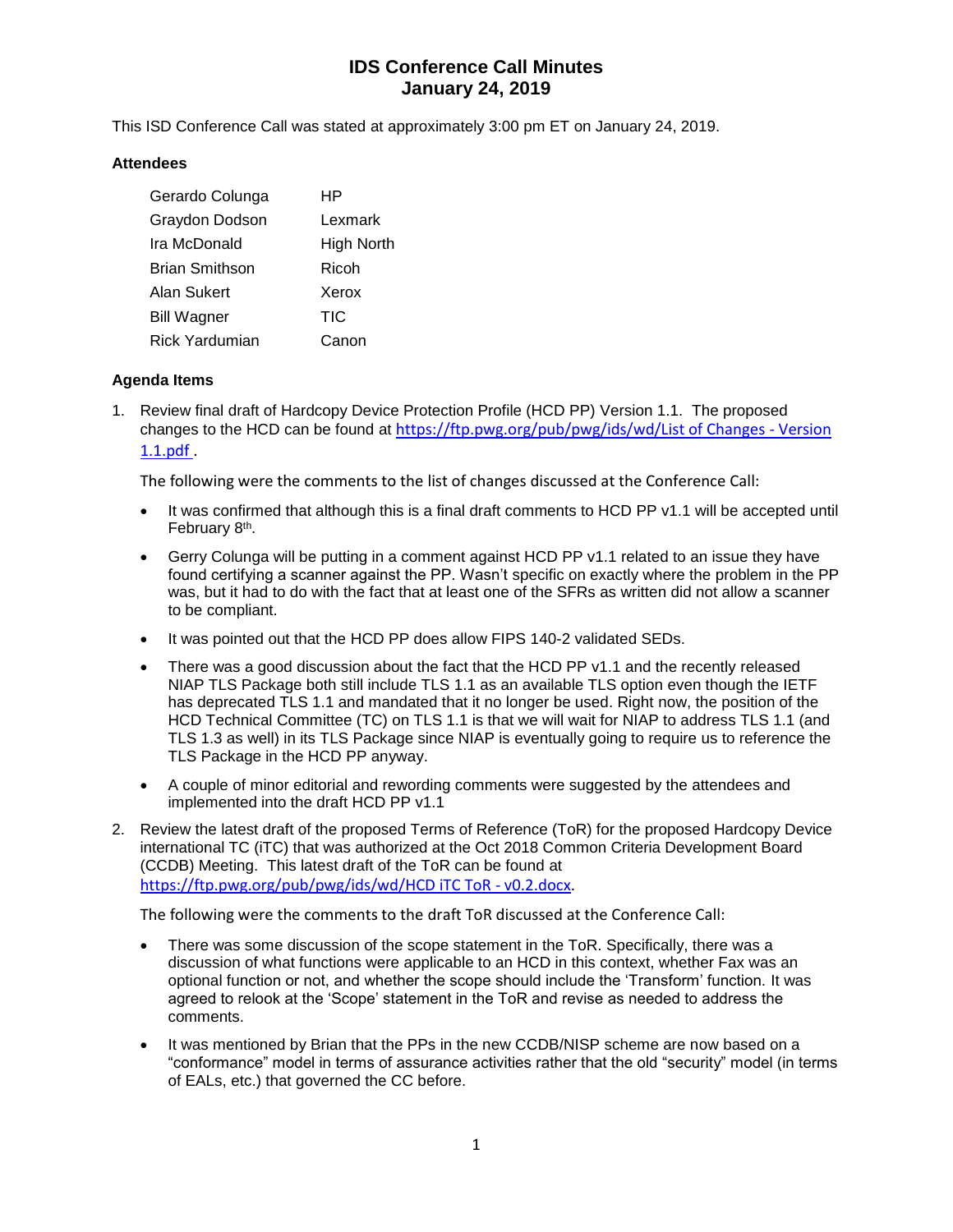# IDS Conference Call Minutes
## January 24, 2019

This ISD Conference Call was stated at approximately 3:00 pm ET on January 24, 2019.

**Attendees**

| | |
|---|---|
| Gerardo Colunga | HP |
| Graydon Dodson | Lexmark |
| Ira McDonald | High North |
| Brian Smithson | Ricoh |
| Alan Sukert | Xerox |
| Bill Wagner | TIC |
| Rick Yardumian | Canon |

**Agenda Items**

1. Review final draft of Hardcopy Device Protection Profile (HCD PP) Version 1.1. The proposed changes to the HCD can be found at https://ftp.pwg.org/pub/pwg/ids/wd/List of Changes - Version 1.1.pdf .

   The following were the comments to the list of changes discussed at the Conference Call:

   - It was confirmed that although this is a final draft comments to HCD PP v1.1 will be accepted until February 8th.
   - Gerry Colunga will be putting in a comment against HCD PP v1.1 related to an issue they have found certifying a scanner against the PP. Wasn't specific on exactly where the problem in the PP was, but it had to do with the fact that at least one of the SFRs as written did not allow a scanner to be compliant.
   - It was pointed out that the HCD PP does allow FIPS 140-2 validated SEDs.
   - There was a good discussion about the fact that the HCD PP v1.1 and the recently released NIAP TLS Package both still include TLS 1.1 as an available TLS option even though the IETF has deprecated TLS 1.1 and mandated that it no longer be used. Right now, the position of the HCD Technical Committee (TC) on TLS 1.1 is that we will wait for NIAP to address TLS 1.1 (and TLS 1.3 as well) in its TLS Package since NIAP is eventually going to require us to reference the TLS Package in the HCD PP anyway.
   - A couple of minor editorial and rewording comments were suggested by the attendees and implemented into the draft HCD PP v1.1

2. Review the latest draft of the proposed Terms of Reference (ToR) for the proposed Hardcopy Device international TC (iTC) that was authorized at the Oct 2018 Common Criteria Development Board (CCDB) Meeting. This latest draft of the ToR can be found at https://ftp.pwg.org/pub/pwg/ids/wd/HCD iTC ToR - v0.2.docx.

   The following were the comments to the draft ToR discussed at the Conference Call:

   - There was some discussion of the scope statement in the ToR. Specifically, there was a discussion of what functions were applicable to an HCD in this context, whether Fax was an optional function or not, and whether the scope should include the 'Transform' function. It was agreed to relook at the 'Scope' statement in the ToR and revise as needed to address the comments.
   - It was mentioned by Brian that the PPs in the new CCDB/NISP scheme are now based on a "conformance" model in terms of assurance activities rather that the old "security" model (in terms of EALs, etc.) that governed the CC before.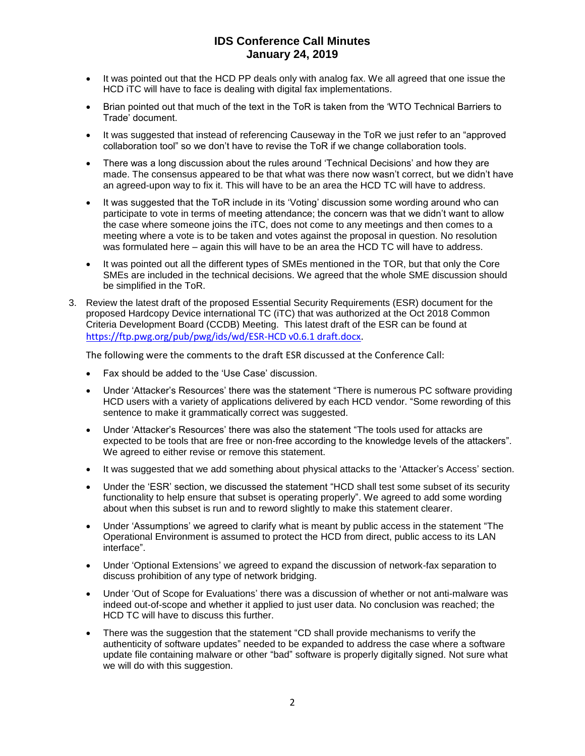- It was pointed out that the HCD PP deals only with analog fax. We all agreed that one issue the HCD iTC will have to face is dealing with digital fax implementations.
- Brian pointed out that much of the text in the ToR is taken from the 'WTO Technical Barriers to Trade' document.
- It was suggested that instead of referencing Causeway in the ToR we just refer to an "approved collaboration tool" so we don't have to revise the ToR if we change collaboration tools.
- There was a long discussion about the rules around 'Technical Decisions' and how they are made. The consensus appeared to be that what was there now wasn't correct, but we didn't have an agreed-upon way to fix it. This will have to be an area the HCD TC will have to address.
- It was suggested that the ToR include in its 'Voting' discussion some wording around who can participate to vote in terms of meeting attendance; the concern was that we didn't want to allow the case where someone joins the iTC, does not come to any meetings and then comes to a meeting where a vote is to be taken and votes against the proposal in question. No resolution was formulated here – again this will have to be an area the HCD TC will have to address.
- It was pointed out all the different types of SMEs mentioned in the TOR, but that only the Core SMEs are included in the technical decisions. We agreed that the whole SME discussion should be simplified in the ToR.

3. Review the latest draft of the proposed Essential Security Requirements (ESR) document for the proposed Hardcopy Device international TC (iTC) that was authorized at the Oct 2018 Common Criteria Development Board (CCDB) Meeting. This latest draft of the ESR can be found at https://ftp.pwg.org/pub/pwg/ids/wd/ESR-HCD v0.6.1 draft.docx.

   The following were the comments to the draft ESR discussed at the Conference Call:

   - Fax should be added to the 'Use Case' discussion.
   - Under 'Attacker's Resources' there was the statement "There is numerous PC software providing HCD users with a variety of applications delivered by each HCD vendor. "Some rewording of this sentence to make it grammatically correct was suggested.
   - Under 'Attacker's Resources' there was also the statement "The tools used for attacks are expected to be tools that are free or non-free according to the knowledge levels of the attackers". We agreed to either revise or remove this statement.
   - It was suggested that we add something about physical attacks to the 'Attacker's Access' section.
   - Under the 'ESR' section, we discussed the statement "HCD shall test some subset of its security functionality to help ensure that subset is operating properly". We agreed to add some wording about when this subset is run and to reword slightly to make this statement clearer.
   - Under 'Assumptions' we agreed to clarify what is meant by public access in the statement "The Operational Environment is assumed to protect the HCD from direct, public access to its LAN interface".
   - Under 'Optional Extensions' we agreed to expand the discussion of network-fax separation to discuss prohibition of any type of network bridging.
   - Under 'Out of Scope for Evaluations' there was a discussion of whether or not anti-malware was indeed out-of-scope and whether it applied to just user data. No conclusion was reached; the HCD TC will have to discuss this further.
   - There was the suggestion that the statement "CD shall provide mechanisms to verify the authenticity of software updates" needed to be expanded to address the case where a software update file containing malware or other "bad" software is properly digitally signed. Not sure what we will do with this suggestion.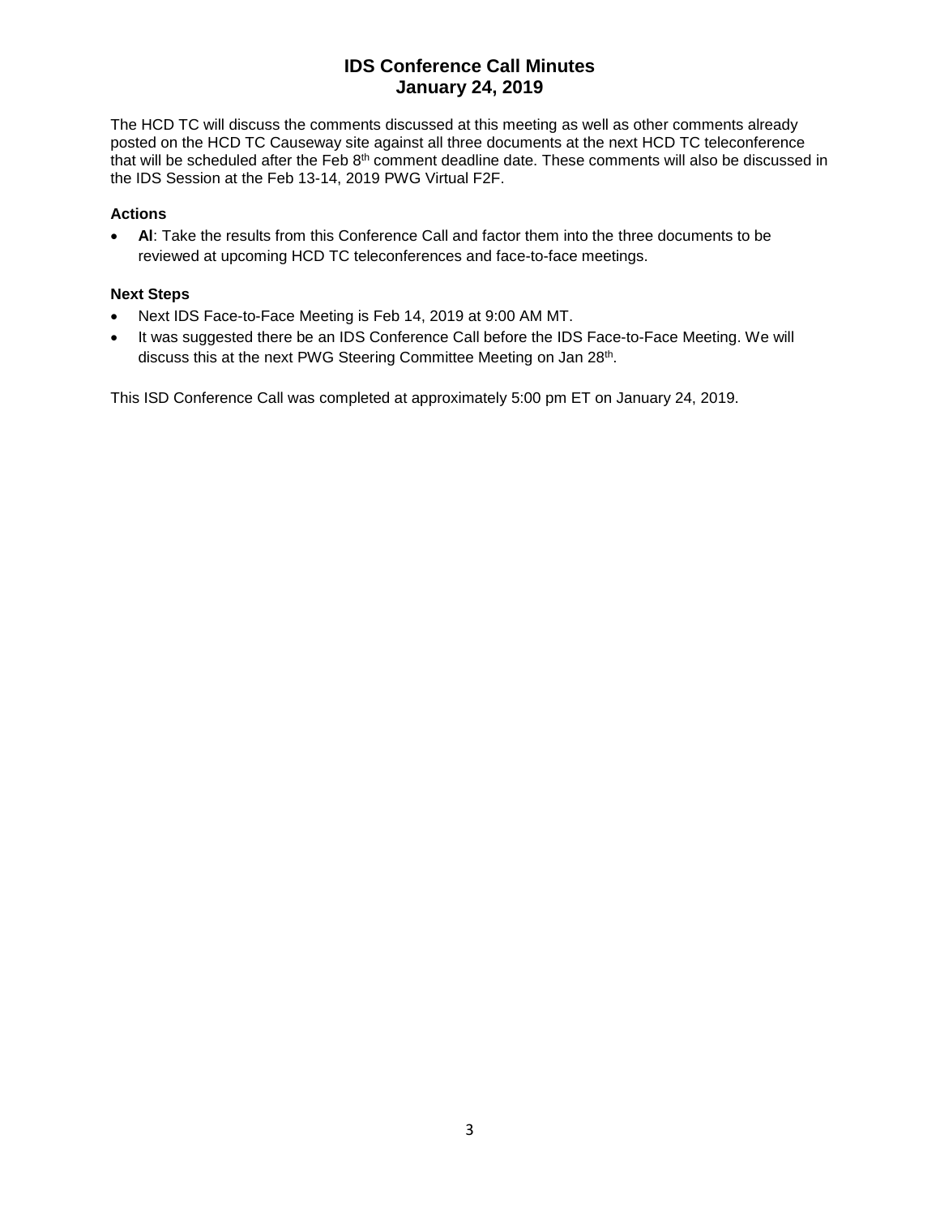# IDS Conference Call Minutes
# January 24, 2019

The HCD TC will discuss the comments discussed at this meeting as well as other comments already posted on the HCD TC Causeway site against all three documents at the next HCD TC teleconference that will be scheduled after the Feb 8th comment deadline date. These comments will also be discussed in the IDS Session at the Feb 13-14, 2019 PWG Virtual F2F.

### Actions

- **Al**: Take the results from this Conference Call and factor them into the three documents to be reviewed at upcoming HCD TC teleconferences and face-to-face meetings.

### Next Steps

- Next IDS Face-to-Face Meeting is Feb 14, 2019 at 9:00 AM MT.
- It was suggested there be an IDS Conference Call before the IDS Face-to-Face Meeting. We will discuss this at the next PWG Steering Committee Meeting on Jan 28th.

This ISD Conference Call was completed at approximately 5:00 pm ET on January 24, 2019.